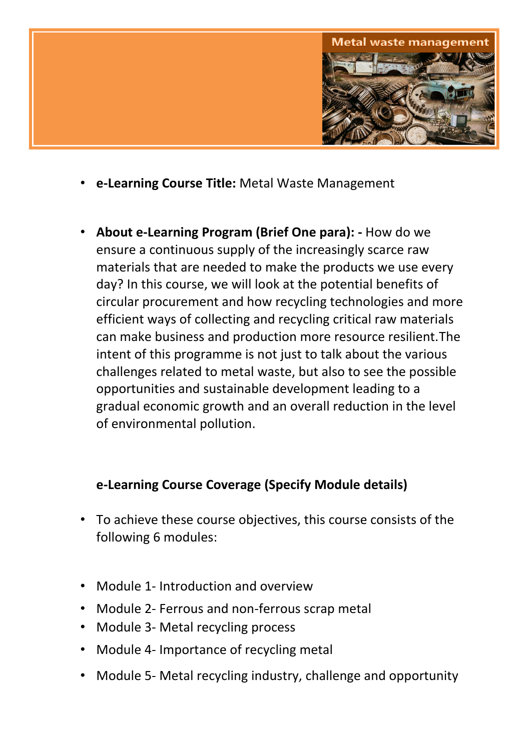Metal waste management

- **e-Learning Course Title:** Metal Waste Management

- **About e-Learning Program (Brief One para): -** How do we ensure a continuous supply of the increasingly scarce raw materials that are needed to make the products we use every day? In this course, we will look at the potential benefits of circular procurement and how recycling technologies and more efficient ways of collecting and recycling critical raw materials can make business and production more resource resilient.The intent of this programme is not just to talk about the various challenges related to metal waste, but also to see the possible opportunities and sustainable development leading to a gradual economic growth and an overall reduction in the level of environmental pollution.

**e-Learning Course Coverage (Specify Module details)**

- To achieve these course objectives, this course consists of the following 6 modules:

- Module 1- Introduction and overview
- Module 2- Ferrous and non-ferrous scrap metal
- Module 3- Metal recycling process
- Module 4- Importance of recycling metal
- Module 5- Metal recycling industry, challenge and opportunity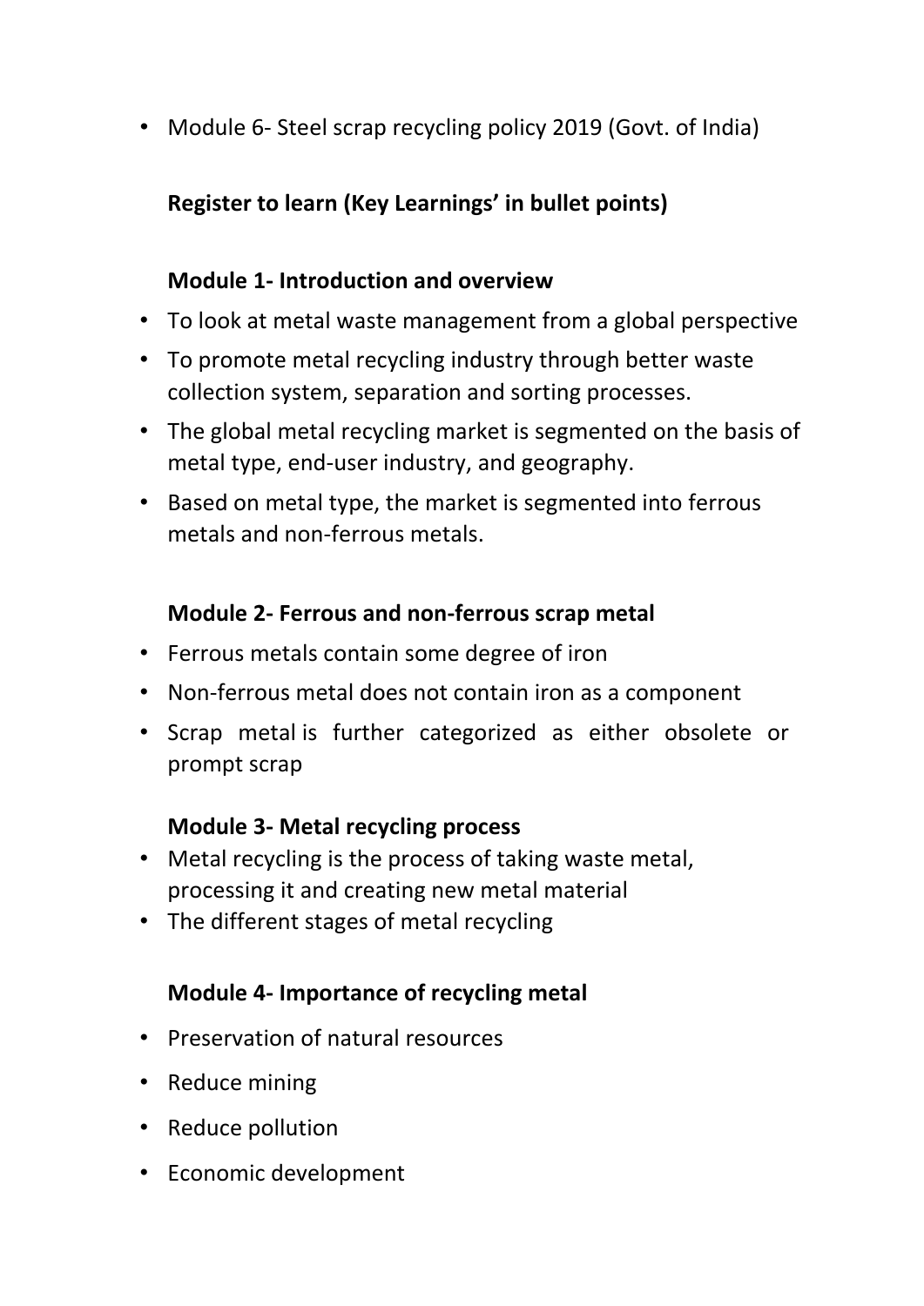- Module 6- Steel scrap recycling policy 2019 (Govt. of India)

**Register to learn (Key Learnings' in bullet points)**

**Module 1- Introduction and overview**

- To look at metal waste management from a global perspective
- To promote metal recycling industry through better waste collection system, separation and sorting processes.
- The global metal recycling market is segmented on the basis of metal type, end-user industry, and geography.
- Based on metal type, the market is segmented into ferrous metals and non-ferrous metals.

**Module 2- Ferrous and non-ferrous scrap metal**

- Ferrous metals contain some degree of iron
- Non-ferrous metal does not contain iron as a component
- Scrap metal is further categorized as either obsolete or prompt scrap

**Module 3- Metal recycling process**

- Metal recycling is the process of taking waste metal, processing it and creating new metal material
- The different stages of metal recycling

**Module 4- Importance of recycling metal**

- Preservation of natural resources
- Reduce mining
- Reduce pollution
- Economic development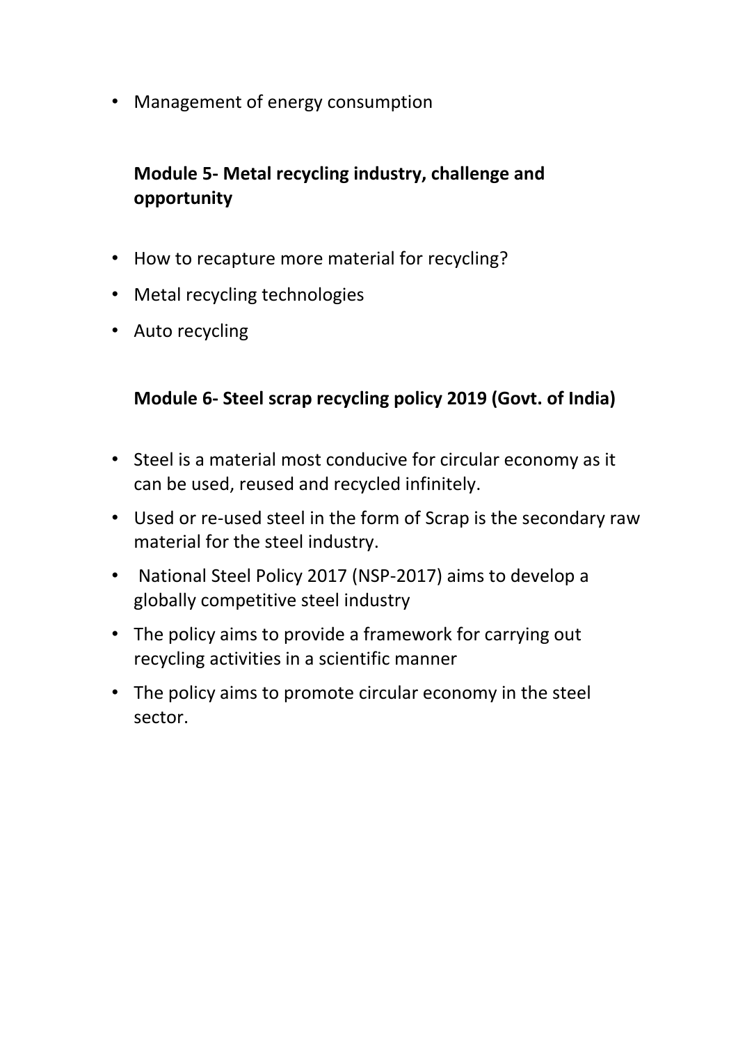- Management of energy consumption

**Module 5- Metal recycling industry, challenge and opportunity**

- How to recapture more material for recycling?
- Metal recycling technologies
- Auto recycling

**Module 6- Steel scrap recycling policy 2019 (Govt. of India)**

- Steel is a material most conducive for circular economy as it can be used, reused and recycled infinitely.
- Used or re-used steel in the form of Scrap is the secondary raw material for the steel industry.
- National Steel Policy 2017 (NSP-2017) aims to develop a globally competitive steel industry
- The policy aims to provide a framework for carrying out recycling activities in a scientific manner
- The policy aims to promote circular economy in the steel sector.